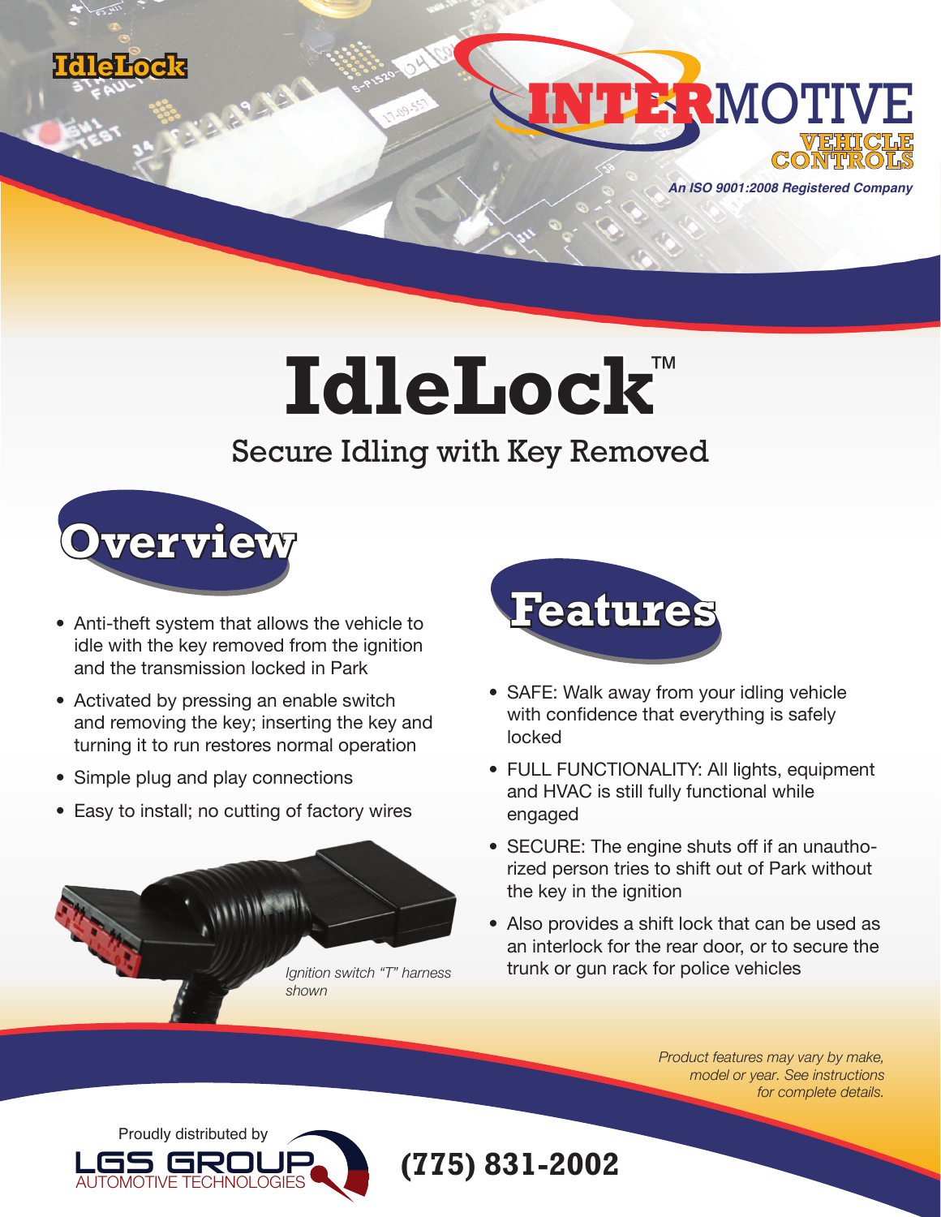IdleLock

INTERMOTIVE VEHICLE CONTROLS

*An ISO 9001:2008 Registered Company*

# IdleLock™

## Secure Idling with Key Removed

## Overview

- Anti-theft system that allows the vehicle to idle with the key removed from the ignition and the transmission locked in Park
- Activated by pressing an enable switch and removing the key; inserting the key and turning it to run restores normal operation
- Simple plug and play connections
- Easy to install; no cutting of factory wires

*Ignition switch "T" harness shown*

## Features

- SAFE: Walk away from your idling vehicle with confidence that everything is safely locked
- FULL FUNCTIONALITY: All lights, equipment and HVAC is still fully functional while engaged
- SECURE: The engine shuts off if an unauthorized person tries to shift out of Park without the key in the ignition
- Also provides a shift lock that can be used as an interlock for the rear door, or to secure the trunk or gun rack for police vehicles

*Product features may vary by make, model or year. See instructions for complete details.*

Proudly distributed by

LGS GROUP AUTOMOTIVE TECHNOLOGIES

**(775) 831-2002**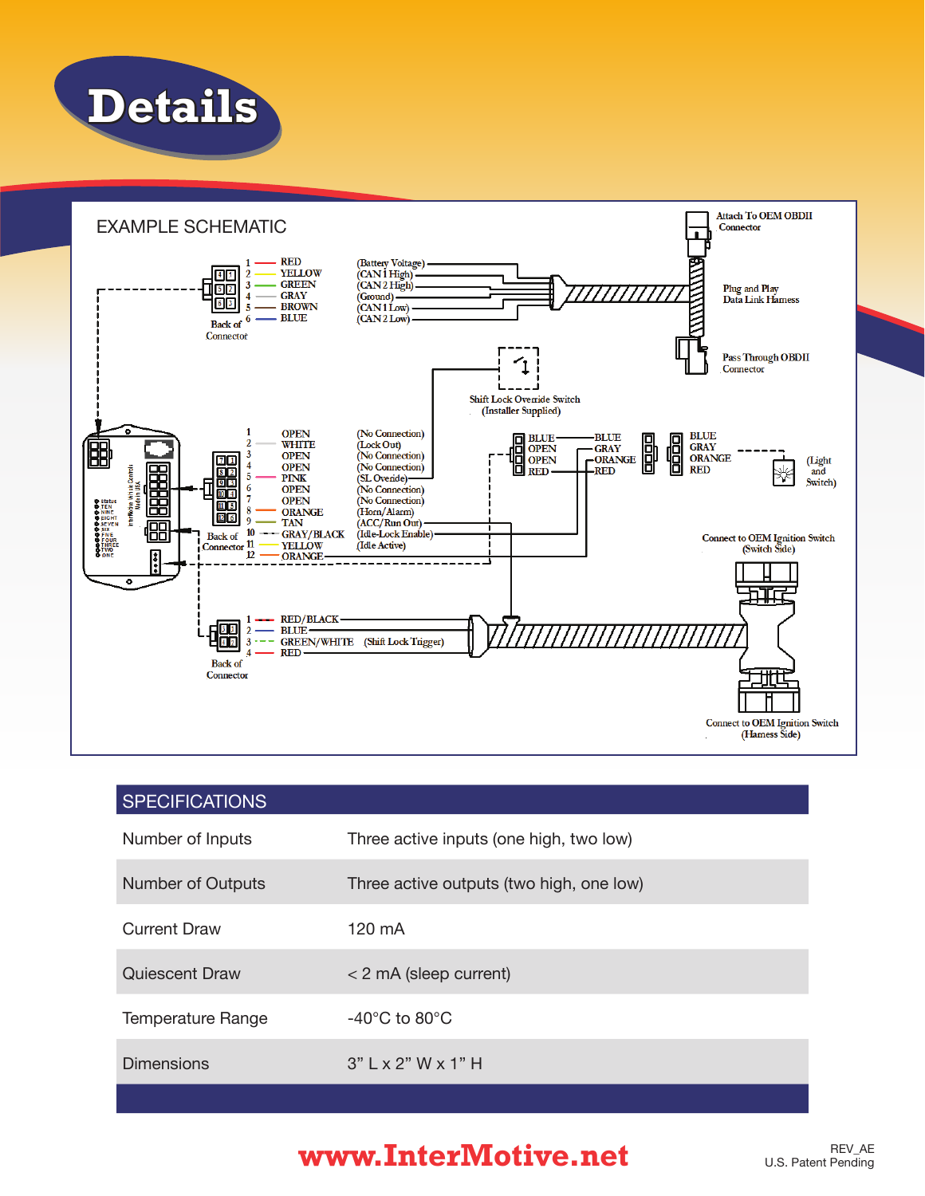# Details

EXAMPLE SCHEMATIC

Back of Connector

1 RED (Battery Voltage)
2 YELLOW (CAN 1 High)
3 GREEN (CAN 2 High)
4 GRAY (Ground)
5 BROWN (CAN 1 Low)
6 BLUE (CAN 2 Low)

Attach To OEM OBDII Connector

Plug and Play Data Link Harness

Pass Through OBDII Connector

Shift Lock Override Switch (Installer Supplied)

Back of Connector

1 OPEN (No Connection)
2 WHITE (Lock Out)
3 OPEN (No Connection)
4 OPEN (No Connection)
5 PINK (SL Overide)
6 OPEN (No Connection)
7 OPEN (No Connection)
8 ORANGE (Horn/Alarm)
9 TAN (ACC/Run Out)
10 GRAY/BLACK (Idle-Lock Enable)
11 YELLOW (Idle Active)
12 ORANGE

BLUE — BLUE
OPEN — GRAY
OPEN — ORANGE
RED — RED

BLUE
GRAY
ORANGE
RED

(Light and Switch)

Connect to OEM Ignition Switch (Switch Side)

Back of Connector

1 RED/BLACK
2 BLUE
3 GREEN/WHITE (Shift Lock Trigger)
4 RED

Connect to OEM Ignition Switch (Harness Side)

## SPECIFICATIONS

| | |
|---|---|
| Number of Inputs | Three active inputs (one high, two low) |
| Number of Outputs | Three active outputs (two high, one low) |
| Current Draw | 120 mA |
| Quiescent Draw | < 2 mA (sleep current) |
| Temperature Range | -40°C to 80°C |
| Dimensions | 3” L x 2” W x 1” H |

**www.InterMotive.net**

REV_AE
U.S. Patent Pending